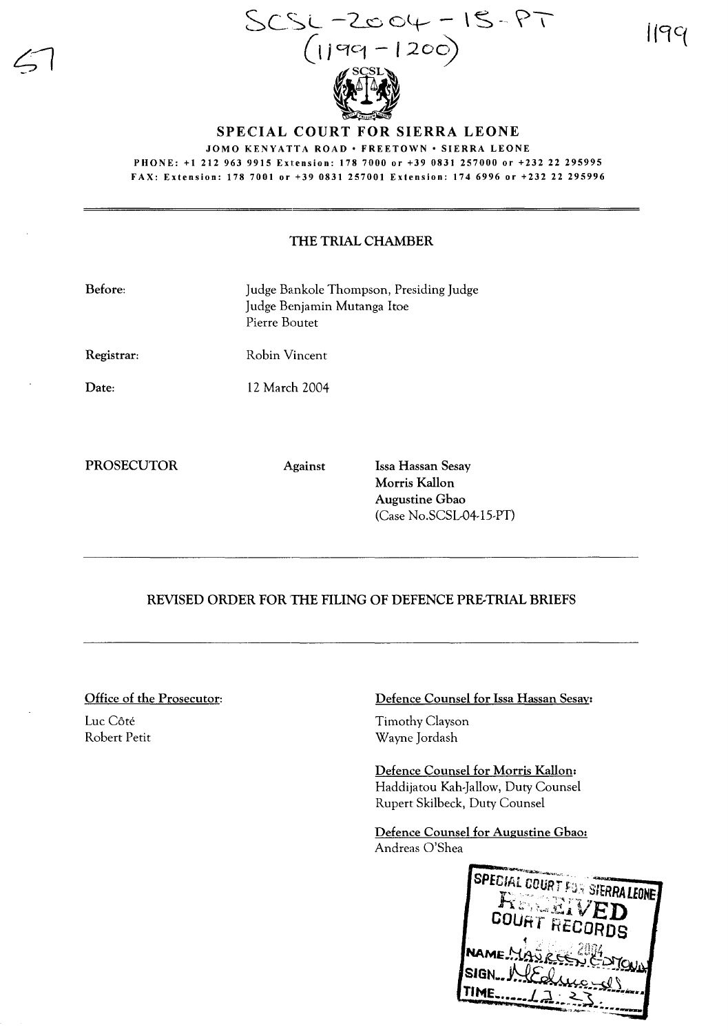SCSL-2004-15-PT
(1199-1200)

# SPECIAL COURT FOR SIERRA LEONE

JOMO KENYATTA ROAD • FREETOWN • SIERRA LEONE
PHONE: +1 212 963 9915 Extension: 178 7000 or +39 0831 257000 or +232 22 295995
FAX: Extension: 178 7001 or +39 0831 257001 Extension: 174 6996 or +232 22 295996

## THE TRIAL CHAMBER

**Before:** Judge Bankole Thompson, Presiding Judge
Judge Benjamin Mutanga Itoe
Pierre Boutet

**Registrar:** Robin Vincent

**Date:** 12 March 2004

**PROSECUTOR** **Against** **Issa Hassan Sesay**
**Morris Kallon**
**Augustine Gbao**
(Case No.SCSL-04-15-PT)

## REVISED ORDER FOR THE FILING OF DEFENCE PRE-TRIAL BRIEFS

**Office of the Prosecutor:**
Luc Côté
Robert Petit

**Defence Counsel for Issa Hassan Sesay:**
Timothy Clayson
Wayne Jordash

**Defence Counsel for Morris Kallon:**
Haddijatou Kah-Jallow, Duty Counsel
Rupert Skilbeck, Duty Counsel

**Defence Counsel for Augustine Gbao:**
Andreas O'Shea

SPECIAL COURT FOR SIERRA LEONE
RECEIVED
COURT RECORDS
NAME: HASSAN EDMOND
SIGN: N Edmond
TIME: 12:23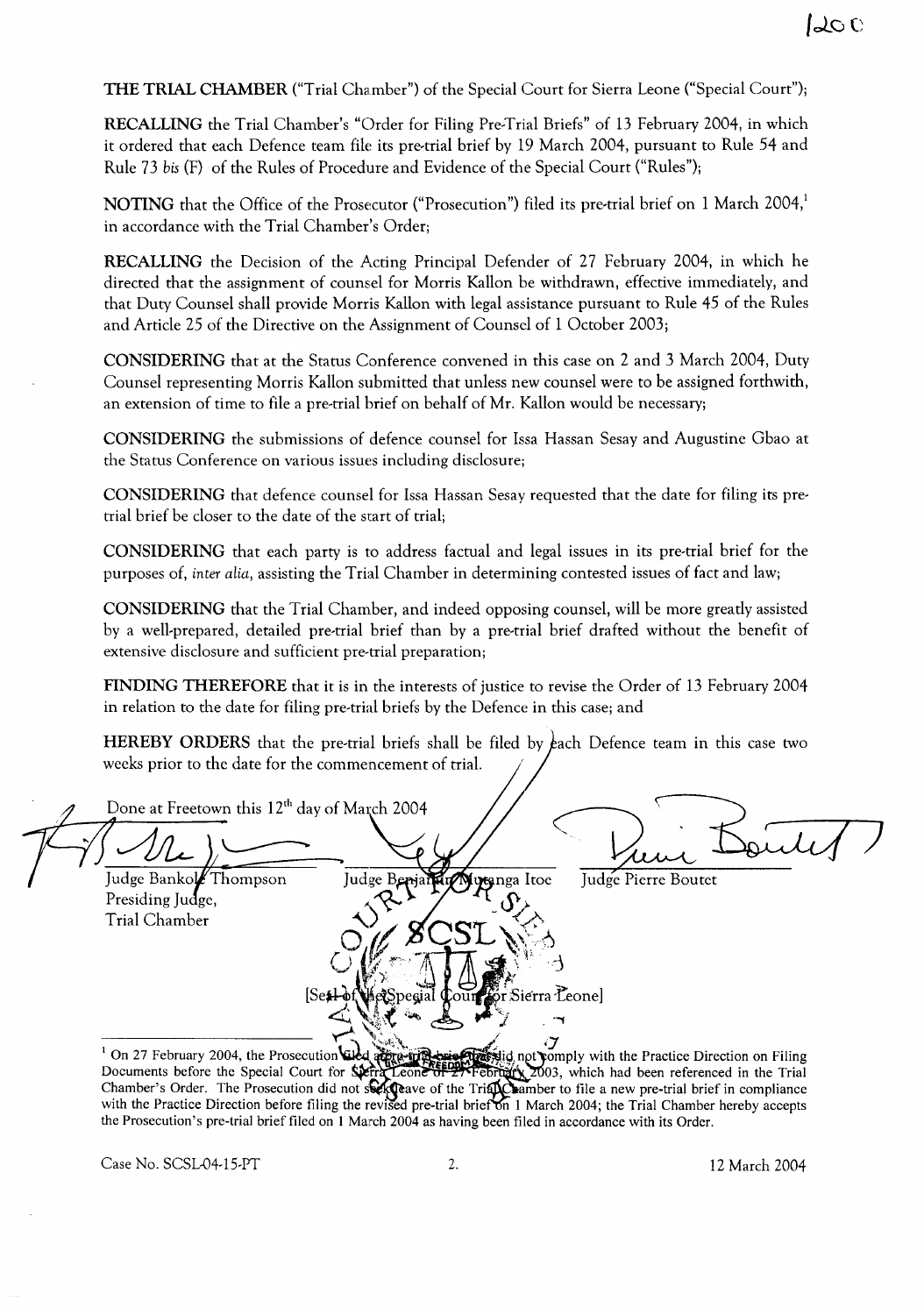**THE TRIAL CHAMBER** ("Trial Chamber") of the Special Court for Sierra Leone ("Special Court");

**RECALLING** the Trial Chamber's "Order for Filing Pre-Trial Briefs" of 13 February 2004, in which it ordered that each Defence team file its pre-trial brief by 19 March 2004, pursuant to Rule 54 and Rule 73 *bis* (F) of the Rules of Procedure and Evidence of the Special Court ("Rules");

**NOTING** that the Office of the Prosecutor ("Prosecution") filed its pre-trial brief on 1 March 2004,[1] in accordance with the Trial Chamber's Order;

**RECALLING** the Decision of the Acting Principal Defender of 27 February 2004, in which he directed that the assignment of counsel for Morris Kallon be withdrawn, effective immediately, and that Duty Counsel shall provide Morris Kallon with legal assistance pursuant to Rule 45 of the Rules and Article 25 of the Directive on the Assignment of Counsel of 1 October 2003;

**CONSIDERING** that at the Status Conference convened in this case on 2 and 3 March 2004, Duty Counsel representing Morris Kallon submitted that unless new counsel were to be assigned forthwith, an extension of time to file a pre-trial brief on behalf of Mr. Kallon would be necessary;

**CONSIDERING** the submissions of defence counsel for Issa Hassan Sesay and Augustine Gbao at the Status Conference on various issues including disclosure;

**CONSIDERING** that defence counsel for Issa Hassan Sesay requested that the date for filing its pre-trial brief be closer to the date of the start of trial;

**CONSIDERING** that each party is to address factual and legal issues in its pre-trial brief for the purposes of, *inter alia*, assisting the Trial Chamber in determining contested issues of fact and law;

**CONSIDERING** that the Trial Chamber, and indeed opposing counsel, will be more greatly assisted by a well-prepared, detailed pre-trial brief than by a pre-trial brief drafted without the benefit of extensive disclosure and sufficient pre-trial preparation;

**FINDING THEREFORE** that it is in the interests of justice to revise the Order of 13 February 2004 in relation to the date for filing pre-trial briefs by the Defence in this case; and

**HEREBY ORDERS** that the pre-trial briefs shall be filed by each Defence team in this case two weeks prior to the date for the commencement of trial.

Done at Freetown this 12th day of March 2004

| | | |
|---|---|---|
| Judge Bankole Thompson<br>Presiding Judge,<br>Trial Chamber | Judge Benjamin Mutanga Itoe | Judge Pierre Boutet |

[Seal of the Special Court for Sierra Leone]

[1] On 27 February 2004, the Prosecution filed a pre-trial brief that did not comply with the Practice Direction on Filing Documents before the Special Court for Sierra Leone of 27 February 2003, which had been referenced in the Trial Chamber's Order. The Prosecution did not seek leave of the Trial Chamber to file a new pre-trial brief in compliance with the Practice Direction before filing the revised pre-trial brief on 1 March 2004; the Trial Chamber hereby accepts the Prosecution's pre-trial brief filed on 1 March 2004 as having been filed in accordance with its Order.